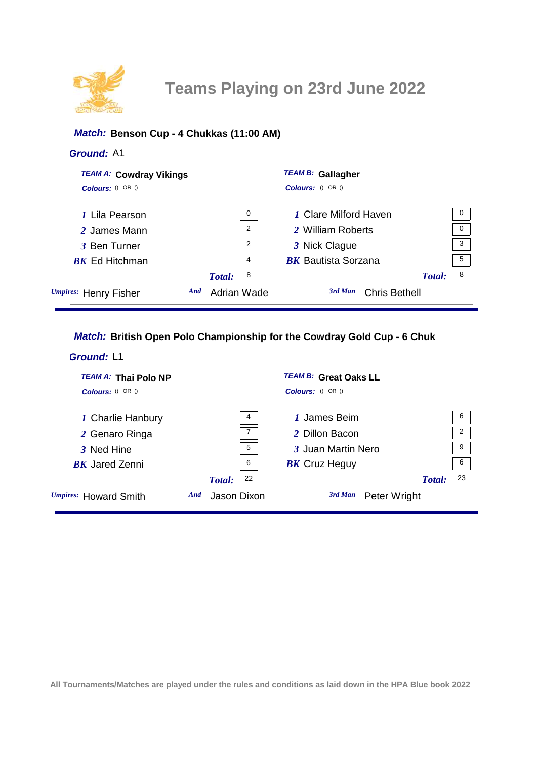# Teams Playing on 23rd June 2022

**Match:** **Benson Cup - 4 Chukkas (11:00 AM)**

**Ground:** A1

| TEAM A: **Cowdray Vikings** | | TEAM B: **Gallagher** | |
|---|---|---|---|
| Colours: () OR () | | Colours: () OR () | |
| 1 Lila Pearson | 0 | 1 Clare Milford Haven | 0 |
| 2 James Mann | 2 | 2 William Roberts | 0 |
| 3 Ben Turner | 2 | 3 Nick Clague | 3 |
| BK Ed Hitchman | 4 | BK Bautista Sorzana | 5 |
| **Total:** | 8 | **Total:** | 8 |

*Umpires:* Henry Fisher *And* Adrian Wade *3rd Man* Chris Bethell

---

**Match:** **British Open Polo Championship for the Cowdray Gold Cup - 6 Chuk**

**Ground:** L1

| TEAM A: **Thai Polo NP** | | TEAM B: **Great Oaks LL** | |
|---|---|---|---|
| Colours: () OR () | | Colours: () OR () | |
| 1 Charlie Hanbury | 4 | 1 James Beim | 6 |
| 2 Genaro Ringa | 7 | 2 Dillon Bacon | 2 |
| 3 Ned Hine | 5 | 3 Juan Martin Nero | 9 |
| BK Jared Zenni | 6 | BK Cruz Heguy | 6 |
| **Total:** | 22 | **Total:** | 23 |

*Umpires:* Howard Smith *And* Jason Dixon *3rd Man* Peter Wright

---

All Tournaments/Matches are played under the rules and conditions as laid down in the HPA Blue book 2022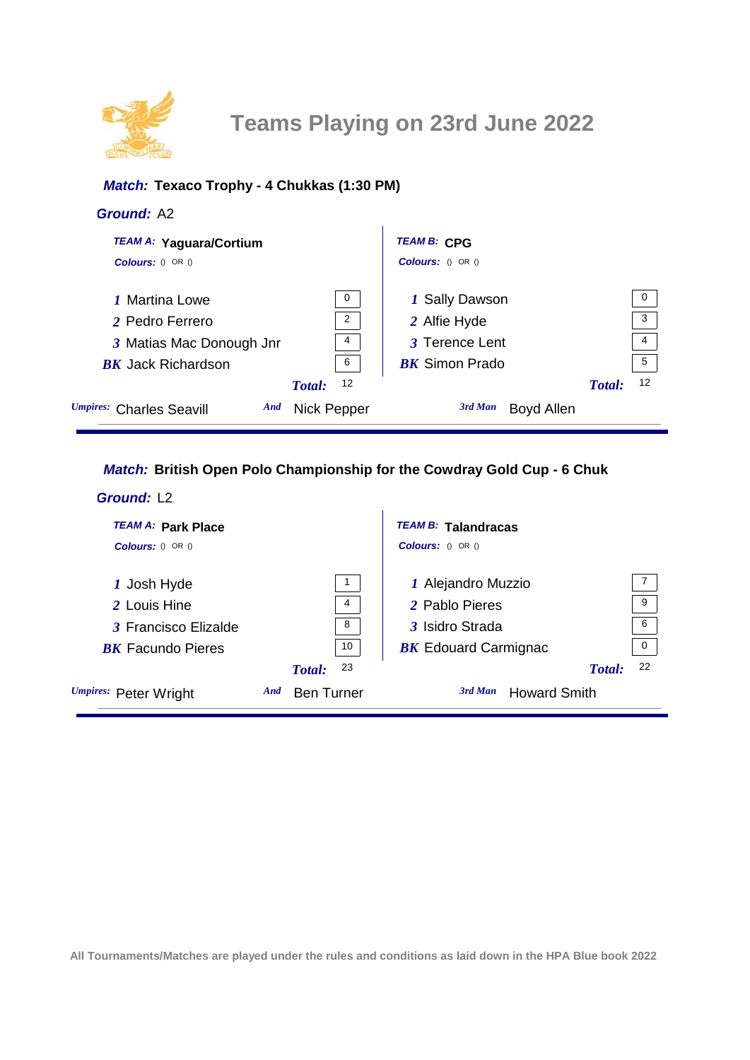# Teams Playing on 23rd June 2022

***Match:*** **Texaco Trophy - 4 Chukkas (1:30 PM)**

***Ground:*** A2

| ***TEAM A:*** **Yaguara/Cortium** | | ***TEAM B:*** **CPG** | |
|---|---|---|---|
| ***Colours:*** () OR () | | ***Colours:*** () OR () | |
| *1* Martina Lowe | 0 | *1* Sally Dawson | 0 |
| *2* Pedro Ferrero | 2 | *2* Alfie Hyde | 3 |
| *3* Matias Mac Donough Jnr | 4 | *3* Terence Lent | 4 |
| ***BK*** Jack Richardson | 6 | ***BK*** Simon Prado | 5 |
| ***Total:*** | 12 | ***Total:*** | 12 |

***Umpires:*** Charles Seavill ***And*** Nick Pepper ***3rd Man*** Boyd Allen

***Match:*** **British Open Polo Championship for the Cowdray Gold Cup - 6 Chuk**

***Ground:*** L2

| ***TEAM A:*** **Park Place** | | ***TEAM B:*** **Talandracas** | |
|---|---|---|---|
| ***Colours:*** () OR () | | ***Colours:*** () OR () | |
| *1* Josh Hyde | 1 | *1* Alejandro Muzzio | 7 |
| *2* Louis Hine | 4 | *2* Pablo Pieres | 9 |
| *3* Francisco Elizalde | 8 | *3* Isidro Strada | 6 |
| ***BK*** Facundo Pieres | 10 | ***BK*** Edouard Carmignac | 0 |
| ***Total:*** | 23 | ***Total:*** | 22 |

***Umpires:*** Peter Wright ***And*** Ben Turner ***3rd Man*** Howard Smith

All Tournaments/Matches are played under the rules and conditions as laid down in the HPA Blue book 2022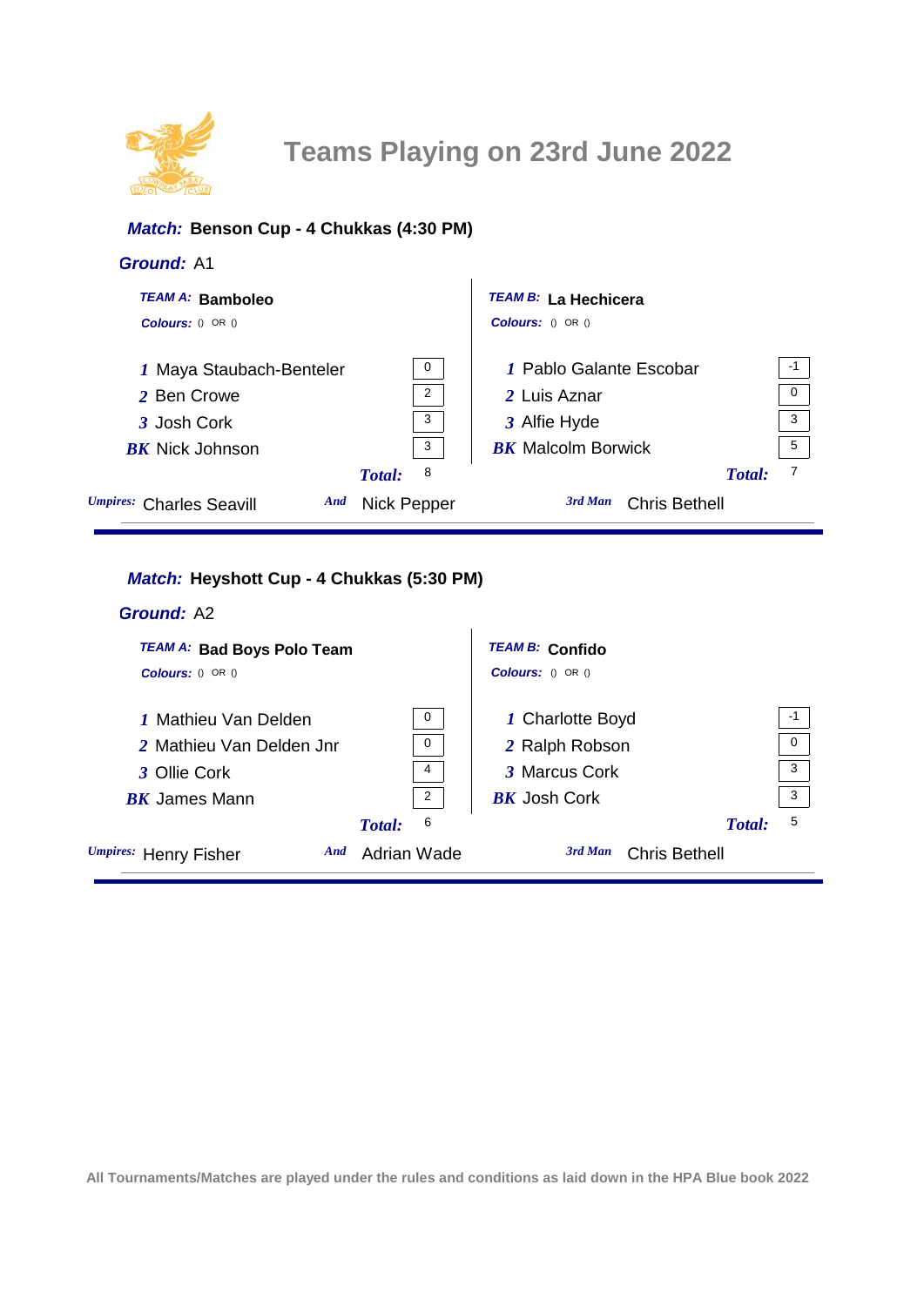# Teams Playing on 23rd June 2022

**Match:** **Benson Cup - 4 Chukkas (4:30 PM)**

**Ground:** A1

| TEAM A: **Bamboleo** | | TEAM B: **La Hechicera** | |
|---|---|---|---|
| Colours: () OR () | | Colours: () OR () | |
| *1* Maya Staubach-Benteler | 0 | *1* Pablo Galante Escobar | -1 |
| *2* Ben Crowe | 2 | *2* Luis Aznar | 0 |
| *3* Josh Cork | 3 | *3* Alfie Hyde | 3 |
| *BK* Nick Johnson | 3 | *BK* Malcolm Borwick | 5 |
| *Total:* | 8 | *Total:* | 7 |

*Umpires:* Charles Seavill *And* Nick Pepper *3rd Man* Chris Bethell

---

**Match:** **Heyshott Cup - 4 Chukkas (5:30 PM)**

**Ground:** A2

| TEAM A: **Bad Boys Polo Team** | | TEAM B: **Confido** | |
|---|---|---|---|
| Colours: () OR () | | Colours: () OR () | |
| *1* Mathieu Van Delden | 0 | *1* Charlotte Boyd | -1 |
| *2* Mathieu Van Delden Jnr | 0 | *2* Ralph Robson | 0 |
| *3* Ollie Cork | 4 | *3* Marcus Cork | 3 |
| *BK* James Mann | 2 | *BK* Josh Cork | 3 |
| *Total:* | 6 | *Total:* | 5 |

*Umpires:* Henry Fisher *And* Adrian Wade *3rd Man* Chris Bethell

---

All Tournaments/Matches are played under the rules and conditions as laid down in the HPA Blue book 2022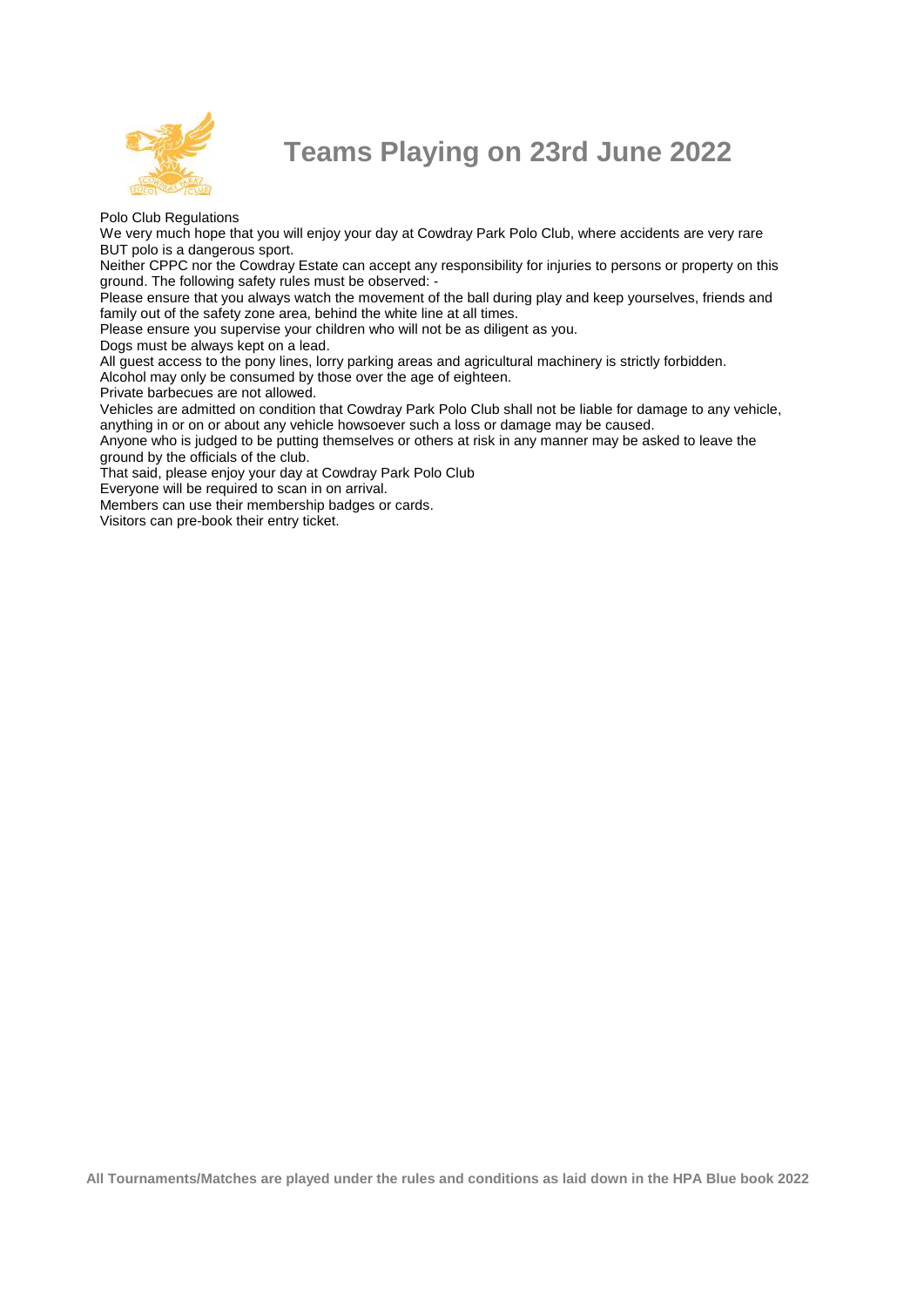# Teams Playing on 23rd June 2022

Polo Club Regulations

We very much hope that you will enjoy your day at Cowdray Park Polo Club, where accidents are very rare BUT polo is a dangerous sport.

Neither CPPC nor the Cowdray Estate can accept any responsibility for injuries to persons or property on this ground. The following safety rules must be observed: -

Please ensure that you always watch the movement of the ball during play and keep yourselves, friends and family out of the safety zone area, behind the white line at all times.

Please ensure you supervise your children who will not be as diligent as you.

Dogs must be always kept on a lead.

All guest access to the pony lines, lorry parking areas and agricultural machinery is strictly forbidden.

Alcohol may only be consumed by those over the age of eighteen.

Private barbecues are not allowed.

Vehicles are admitted on condition that Cowdray Park Polo Club shall not be liable for damage to any vehicle, anything in or on or about any vehicle howsoever such a loss or damage may be caused.

Anyone who is judged to be putting themselves or others at risk in any manner may be asked to leave the ground by the officials of the club.

That said, please enjoy your day at Cowdray Park Polo Club

Everyone will be required to scan in on arrival.

Members can use their membership badges or cards.

Visitors can pre-book their entry ticket.

**All Tournaments/Matches are played under the rules and conditions as laid down in the HPA Blue book 2022**